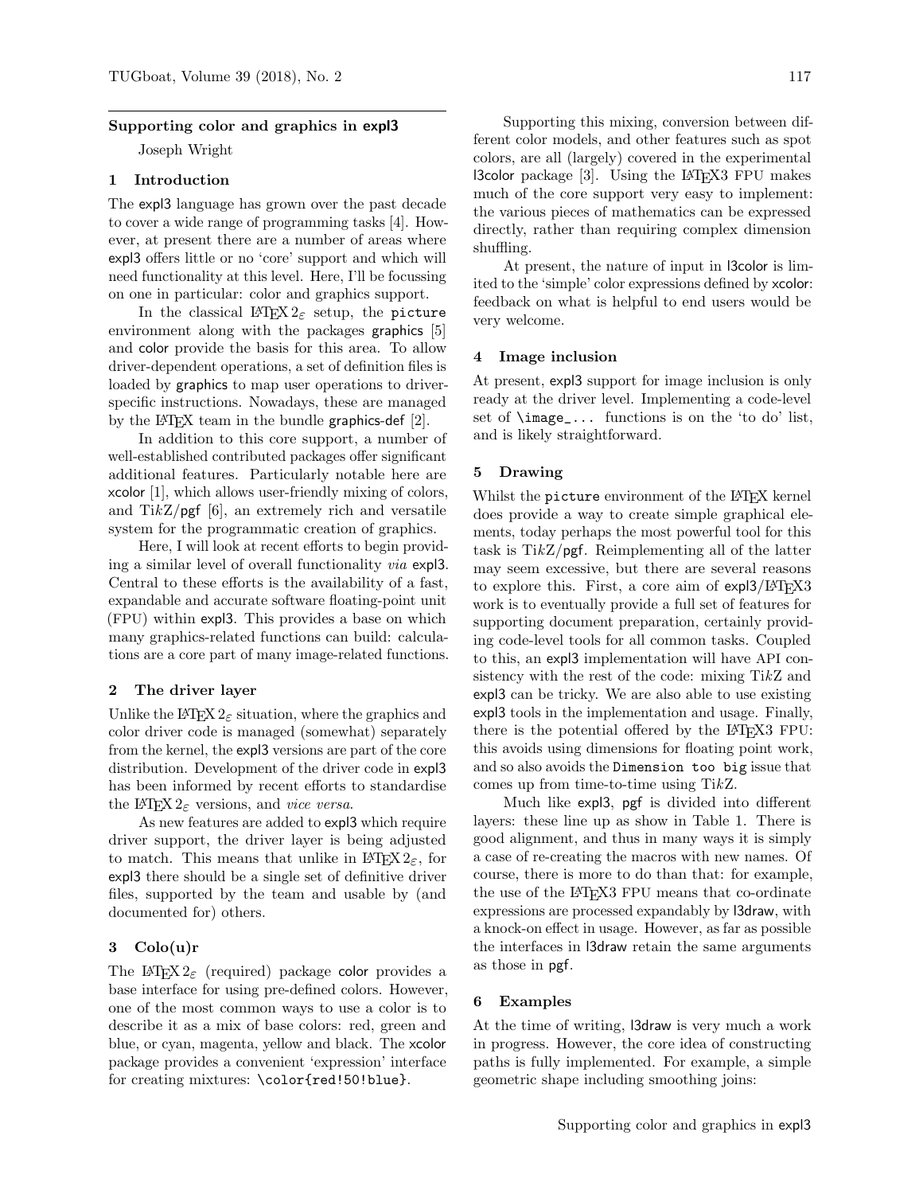## Supporting color and graphics in expl3

Joseph Wright

### 1 Introduction

The expl3 language has grown over the past decade to cover a wide range of programming tasks [4]. However, at present there are a number of areas where expl3 offers little or no 'core' support and which will need functionality at this level. Here, I'll be focussing on one in particular: color and graphics support.

In the classical LaTeX 2ε setup, the `picture` environment along with the packages graphics [5] and color provide the basis for this area. To allow driver-dependent operations, a set of definition files is loaded by graphics to map user operations to driver-specific instructions. Nowadays, these are managed by the LaTeX team in the bundle graphics-def [2].

In addition to this core support, a number of well-established contributed packages offer significant additional features. Particularly notable here are xcolor [1], which allows user-friendly mixing of colors, and Ti*k*Z/pgf [6], an extremely rich and versatile system for the programmatic creation of graphics.

Here, I will look at recent efforts to begin providing a similar level of overall functionality *via* expl3. Central to these efforts is the availability of a fast, expandable and accurate software floating-point unit (FPU) within expl3. This provides a base on which many graphics-related functions can build: calculations are a core part of many image-related functions.

### 2 The driver layer

Unlike the LaTeX 2ε situation, where the graphics and color driver code is managed (somewhat) separately from the kernel, the expl3 versions are part of the core distribution. Development of the driver code in expl3 has been informed by recent efforts to standardise the LaTeX 2ε versions, and *vice versa*.

As new features are added to expl3 which require driver support, the driver layer is being adjusted to match. This means that unlike in LaTeX 2ε, for expl3 there should be a single set of definitive driver files, supported by the team and usable by (and documented for) others.

### 3 Colo(u)r

The LaTeX 2ε (required) package color provides a base interface for using pre-defined colors. However, one of the most common ways to use a color is to describe it as a mix of base colors: red, green and blue, or cyan, magenta, yellow and black. The xcolor package provides a convenient 'expression' interface for creating mixtures: `\color{red!50!blue}`.

Supporting this mixing, conversion between different color models, and other features such as spot colors, are all (largely) covered in the experimental l3color package [3]. Using the LaTeX3 FPU makes much of the core support very easy to implement: the various pieces of mathematics can be expressed directly, rather than requiring complex dimension shuffling.

At present, the nature of input in l3color is limited to the 'simple' color expressions defined by xcolor: feedback on what is helpful to end users would be very welcome.

### 4 Image inclusion

At present, expl3 support for image inclusion is only ready at the driver level. Implementing a code-level set of `\image_...` functions is on the 'to do' list, and is likely straightforward.

### 5 Drawing

Whilst the `picture` environment of the LaTeX kernel does provide a way to create simple graphical elements, today perhaps the most powerful tool for this task is Ti*k*Z/pgf. Reimplementing all of the latter may seem excessive, but there are several reasons to explore this. First, a core aim of expl3/LaTeX3 work is to eventually provide a full set of features for supporting document preparation, certainly providing code-level tools for all common tasks. Coupled to this, an expl3 implementation will have API consistency with the rest of the code: mixing Ti*k*Z and expl3 can be tricky. We are also able to use existing expl3 tools in the implementation and usage. Finally, there is the potential offered by the LaTeX3 FPU: this avoids using dimensions for floating point work, and so also avoids the `Dimension too big` issue that comes up from time-to-time using Ti*k*Z.

Much like expl3, pgf is divided into different layers: these line up as show in Table 1. There is good alignment, and thus in many ways it is simply a case of re-creating the macros with new names. Of course, there is more to do than that: for example, the use of the LaTeX3 FPU means that co-ordinate expressions are processed expandably by l3draw, with a knock-on effect in usage. However, as far as possible the interfaces in l3draw retain the same arguments as those in pgf.

### 6 Examples

At the time of writing, l3draw is very much a work in progress. However, the core idea of constructing paths is fully implemented. For example, a simple geometric shape including smoothing joins: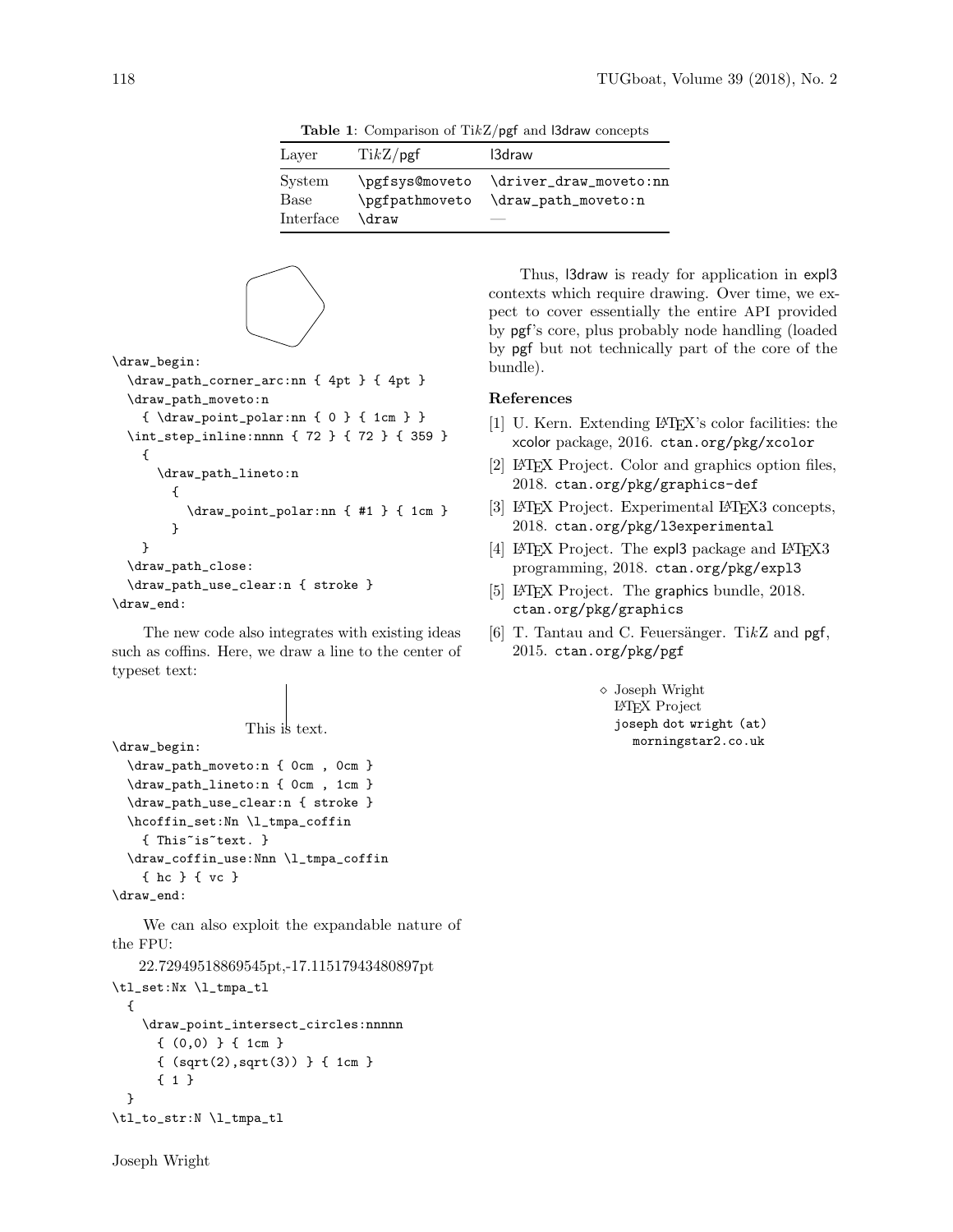**Table 1**: Comparison of TikZ/pgf and l3draw concepts

| Layer | TikZ/pgf | l3draw |
|---|---|---|
| System | `\pgfsys@moveto` | `\driver_draw_moveto:nn` |
| Base | `\pgfpathmoveto` | `\draw_path_moveto:n` |
| Interface | `\draw` | — |

```
\draw_begin:
  \draw_path_corner_arc:nn { 4pt } { 4pt }
  \draw_path_moveto:n
    { \draw_point_polar:nn { 0 } { 1cm } }
  \int_step_inline:nnnn { 72 } { 72 } { 359 }
    {
      \draw_path_lineto:n
        {
          \draw_point_polar:nn { #1 } { 1cm }
        }
    }
  \draw_path_close:
  \draw_path_use_clear:n { stroke }
\draw_end:
```

The new code also integrates with existing ideas such as coffins. Here, we draw a line to the center of typeset text:

This is text.

```
\draw_begin:
  \draw_path_moveto:n { 0cm , 0cm }
  \draw_path_lineto:n { 0cm , 1cm }
  \draw_path_use_clear:n { stroke }
  \hcoffin_set:Nn \l_tmpa_coffin
    { This~is~text. }
  \draw_coffin_use:Nnn \l_tmpa_coffin
    { hc } { vc }
\draw_end:
```

We can also exploit the expandable nature of the FPU:

22.72949518869545pt,-17.11517943480897pt

```
\tl_set:Nx \l_tmpa_tl
  {
    \draw_point_intersect_circles:nnnnn
      { (0,0) } { 1cm }
      { (sqrt(2),sqrt(3)) } { 1cm }
      { 1 }
  }
\tl_to_str:N \l_tmpa_tl
```

Thus, l3draw is ready for application in expl3 contexts which require drawing. Over time, we expect to cover essentially the entire API provided by pgf's core, plus probably node handling (loaded by pgf but not technically part of the core of the bundle).

### References

[1] U. Kern. Extending LaTeX's color facilities: the xcolor package, 2016. `ctan.org/pkg/xcolor`

[2] LaTeX Project. Color and graphics option files, 2018. `ctan.org/pkg/graphics-def`

[3] LaTeX Project. Experimental LaTeX3 concepts, 2018. `ctan.org/pkg/l3experimental`

[4] LaTeX Project. The expl3 package and LaTeX3 programming, 2018. `ctan.org/pkg/expl3`

[5] LaTeX Project. The graphics bundle, 2018. `ctan.org/pkg/graphics`

[6] T. Tantau and C. Feuersänger. TikZ and pgf, 2015. `ctan.org/pkg/pgf`

◇ Joseph Wright
LaTeX Project
`joseph dot wright (at) morningstar2.co.uk`